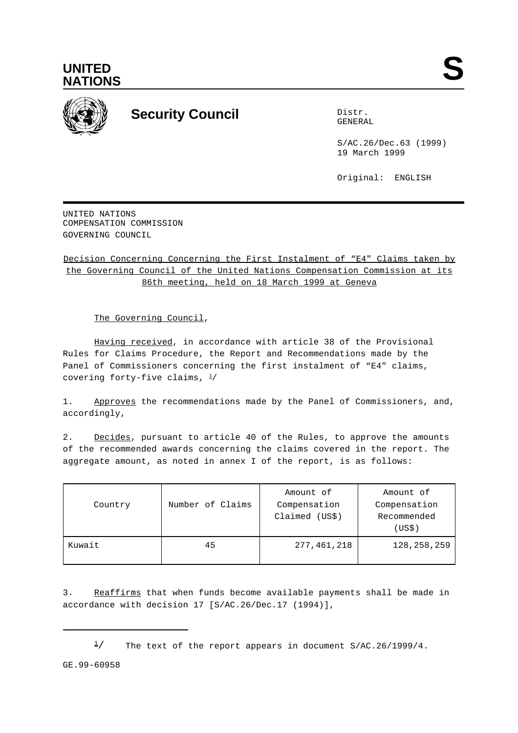UNITED NATIONS

# S

# Security Council

Distr.
GENERAL

S/AC.26/Dec.63 (1999)
19 March 1999

Original: ENGLISH

UNITED NATIONS
COMPENSATION COMMISSION
GOVERNING COUNCIL

Decision Concerning Concerning the First Instalment of "E4" Claims taken by the Governing Council of the United Nations Compensation Commission at its 86th meeting, held on 18 March 1999 at Geneva

The Governing Council,

Having received, in accordance with article 38 of the Provisional Rules for Claims Procedure, the Report and Recommendations made by the Panel of Commissioners concerning the first instalment of "E4" claims, covering forty-five claims, [1]/

1. Approves the recommendations made by the Panel of Commissioners, and, accordingly,

2. Decides, pursuant to article 40 of the Rules, to approve the amounts of the recommended awards concerning the claims covered in the report. The aggregate amount, as noted in annex I of the report, is as follows:

| Country | Number of Claims | Amount of Compensation Claimed (US$) | Amount of Compensation Recommended (US$) |
|---|---|---|---|
| Kuwait | 45 | 277,461,218 | 128,258,259 |

3. Reaffirms that when funds become available payments shall be made in accordance with decision 17 [S/AC.26/Dec.17 (1994)],

[1]/ The text of the report appears in document S/AC.26/1999/4.

GE.99-60958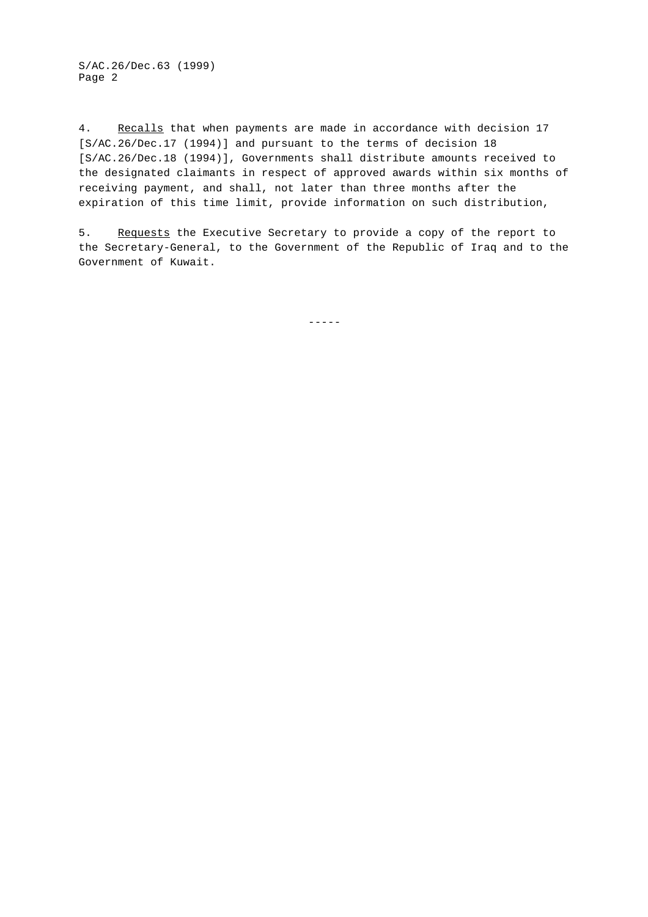4. _Recalls_ that when payments are made in accordance with decision 17 [S/AC.26/Dec.17 (1994)] and pursuant to the terms of decision 18 [S/AC.26/Dec.18 (1994)], Governments shall distribute amounts received to the designated claimants in respect of approved awards within six months of receiving payment, and shall, not later than three months after the expiration of this time limit, provide information on such distribution,

5. _Requests_ the Executive Secretary to provide a copy of the report to the Secretary-General, to the Government of the Republic of Iraq and to the Government of Kuwait.

-----